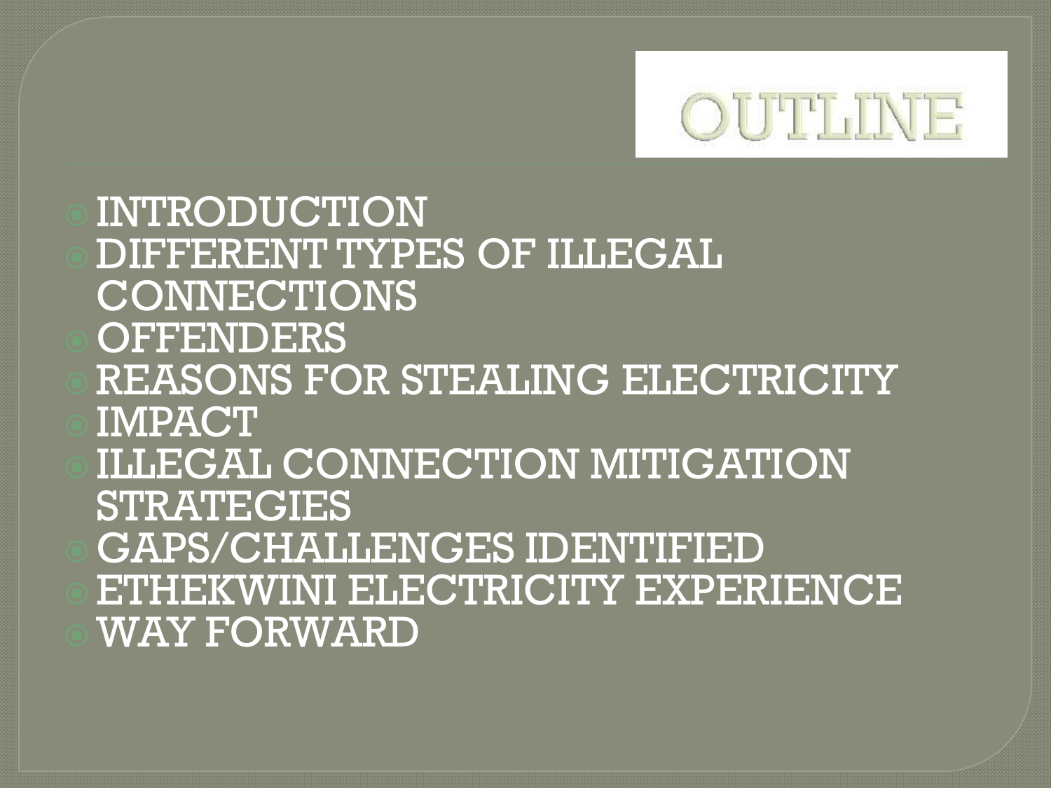# OUTLINE

- INTRODUCTION
- DIFFERENT TYPES OF ILLEGAL CONNECTIONS
- OFFENDERS
- REASONS FOR STEALING ELECTRICITY
- IMPACT
- ILLEGAL CONNECTION MITIGATION STRATEGIES
- GAPS/CHALLENGES IDENTIFIED
- ETHEKWINI ELECTRICITY EXPERIENCE
- WAY FORWARD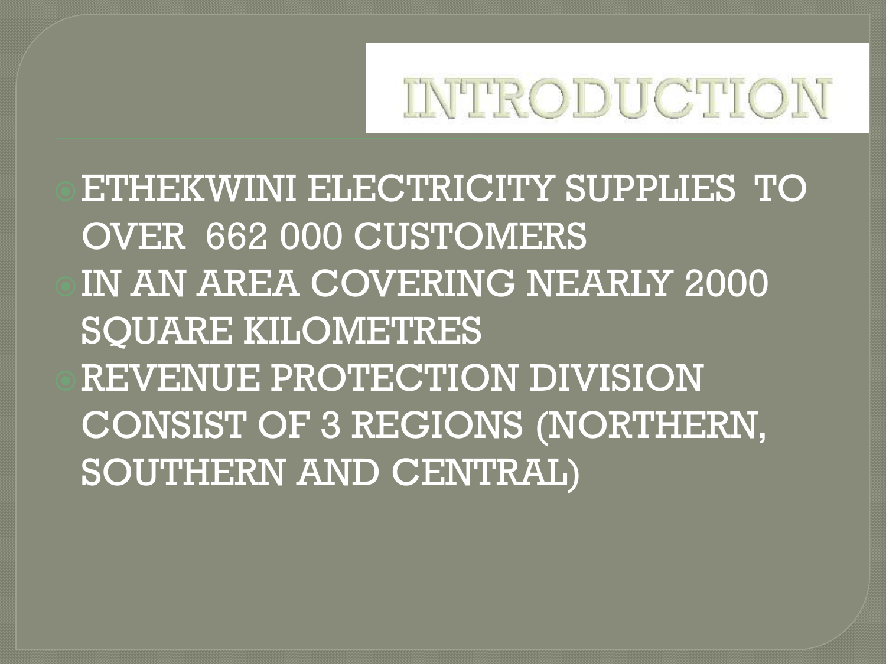# INTRODUCTION

- ETHEKWINI ELECTRICITY SUPPLIES TO OVER 662 000 CUSTOMERS
- IN AN AREA COVERING NEARLY 2000 SQUARE KILOMETRES
- REVENUE PROTECTION DIVISION CONSIST OF 3 REGIONS (NORTHERN, SOUTHERN AND CENTRAL)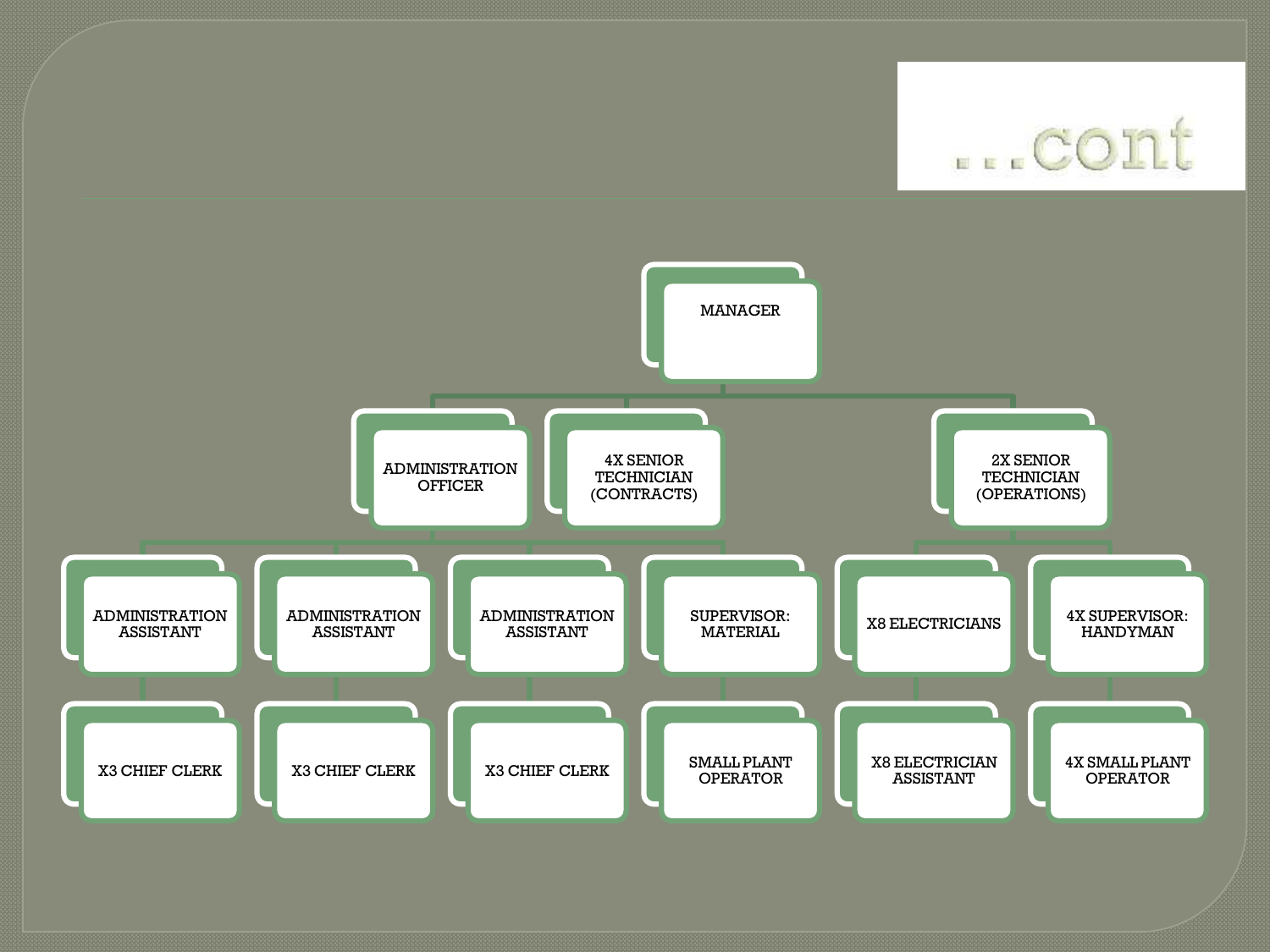# ...cont

- MANAGER
  - ADMINISTRATION OFFICER
    - ADMINISTRATION ASSISTANT
      - X3 CHIEF CLERK
    - ADMINISTRATION ASSISTANT
      - X3 CHIEF CLERK
    - ADMINISTRATION ASSISTANT
      - X3 CHIEF CLERK
    - SUPERVISOR: MATERIAL
      - SMALL PLANT OPERATOR
  - 4X SENIOR TECHNICIAN (CONTRACTS)
  - 2X SENIOR TECHNICIAN (OPERATIONS)
    - X8 ELECTRICIANS
      - X8 ELECTRICIAN ASSISTANT
    - 4X SUPERVISOR: HANDYMAN
      - 4X SMALL PLANT OPERATOR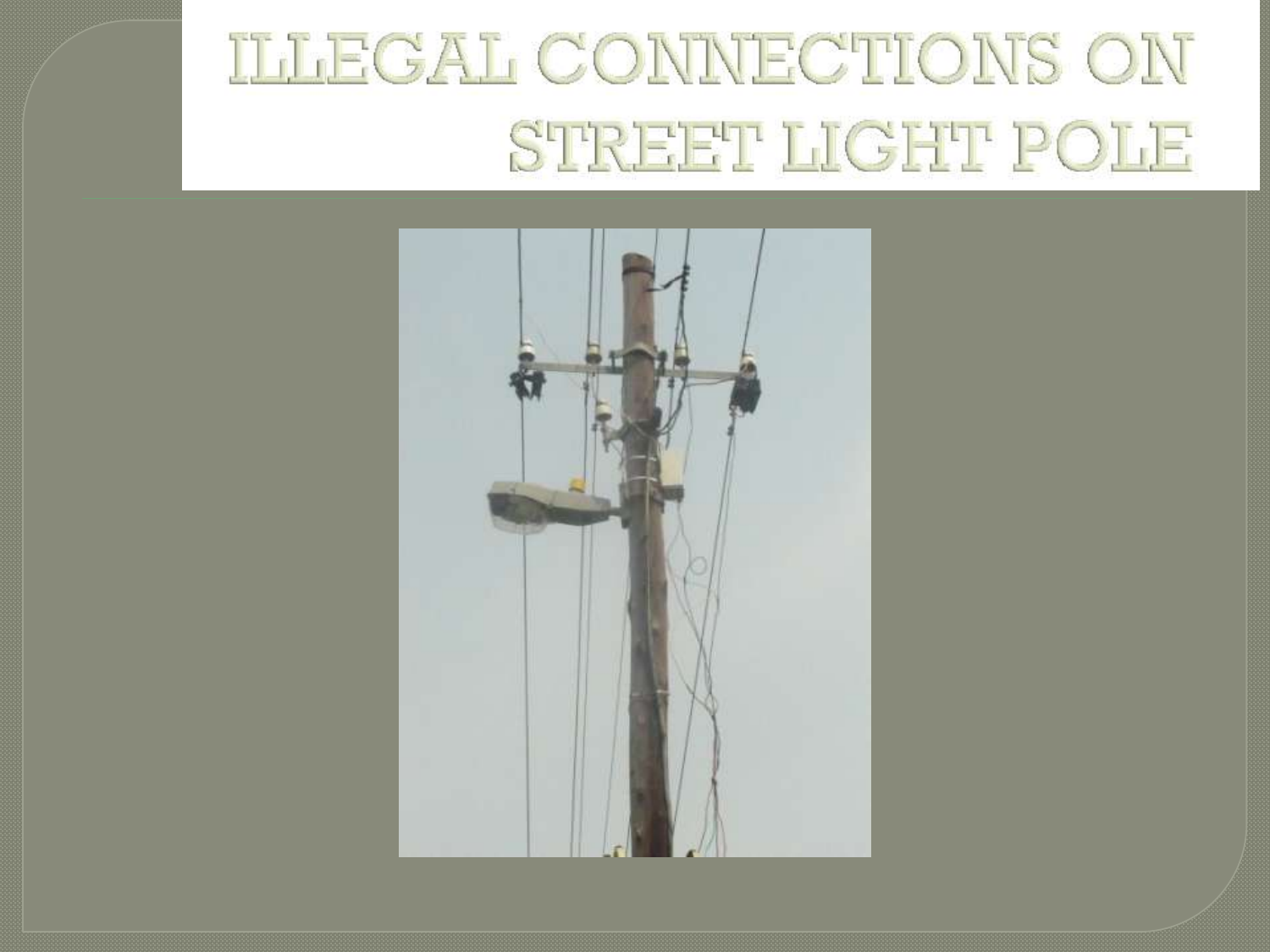# ILLEGAL CONNECTIONS ON STREET LIGHT POLE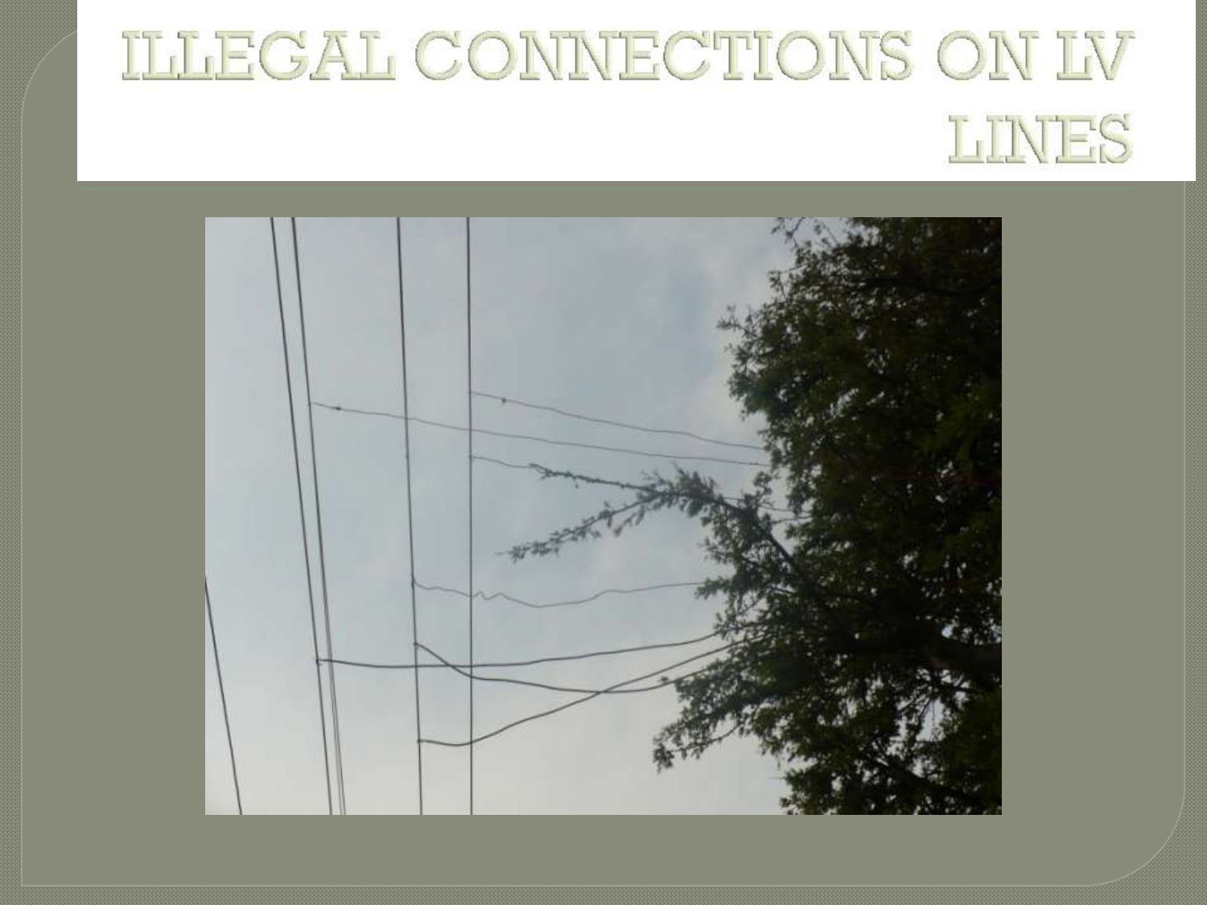# ILLEGAL CONNECTIONS ON LV LINES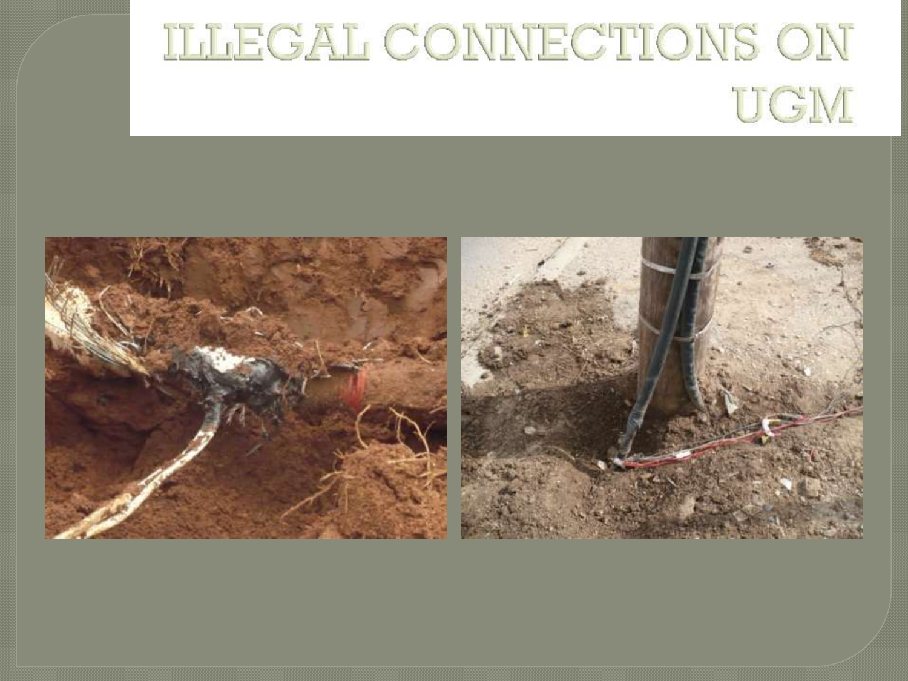# ILLEGAL CONNECTIONS ON UGM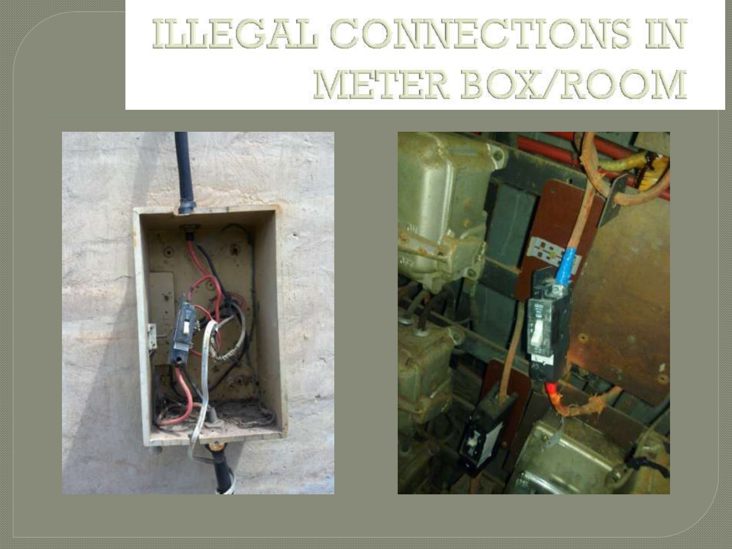# ILLEGAL CONNECTIONS IN METER BOX/ROOM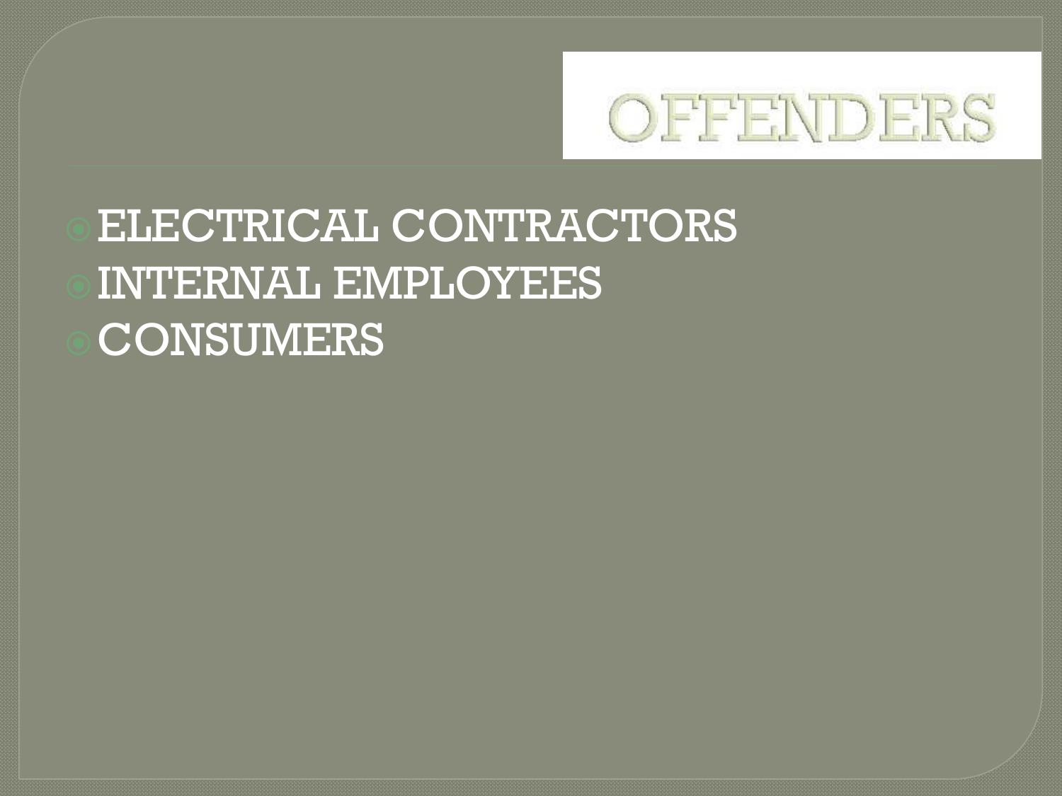# OFFENDERS

- ELECTRICAL CONTRACTORS
- INTERNAL EMPLOYEES
- CONSUMERS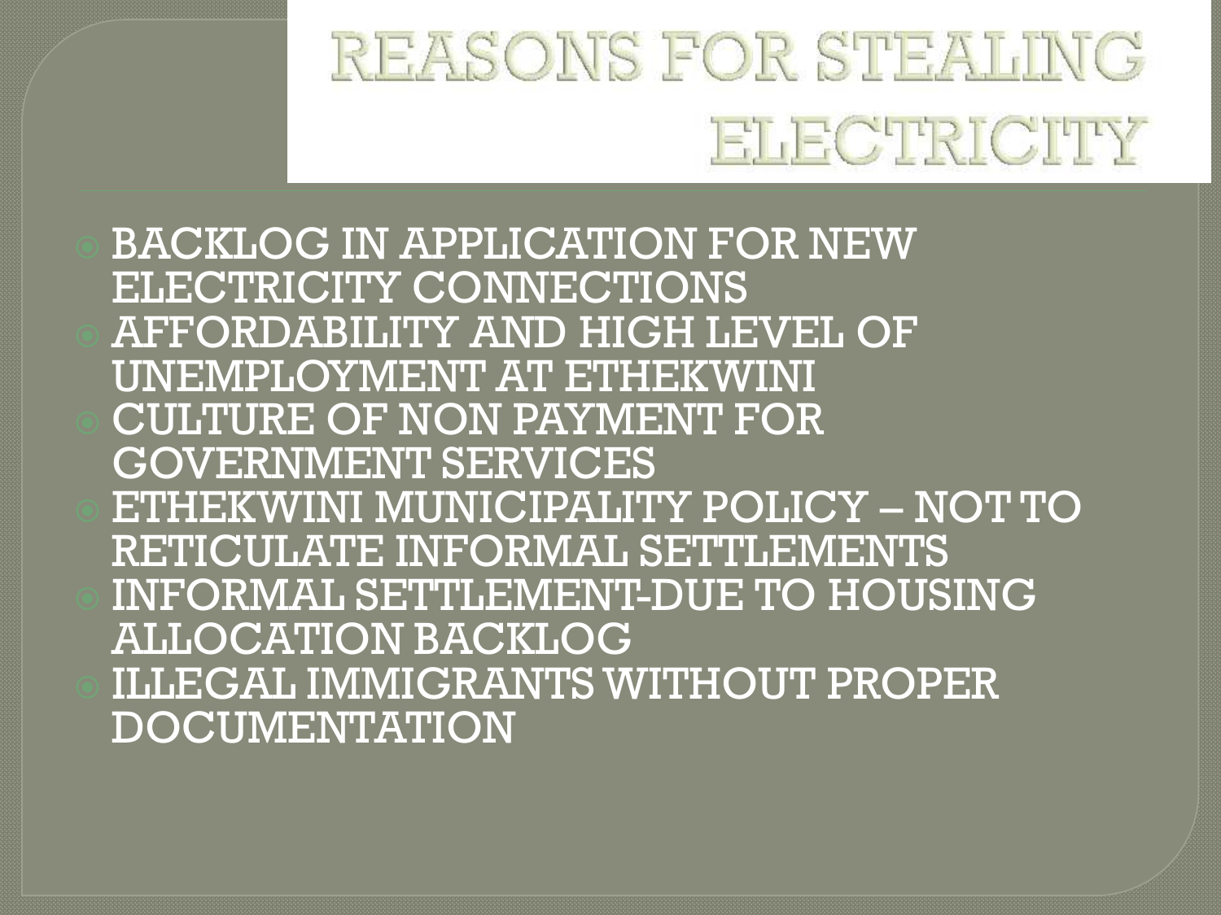# REASONS FOR STEALING ELECTRICITY

- BACKLOG IN APPLICATION FOR NEW ELECTRICITY CONNECTIONS
- AFFORDABILITY AND HIGH LEVEL OF UNEMPLOYMENT AT ETHEKWINI
- CULTURE OF NON PAYMENT FOR GOVERNMENT SERVICES
- ETHEKWINI MUNICIPALITY POLICY – NOT TO RETICULATE INFORMAL SETTLEMENTS
- INFORMAL SETTLEMENT-DUE TO HOUSING ALLOCATION BACKLOG
- ILLEGAL IMMIGRANTS WITHOUT PROPER DOCUMENTATION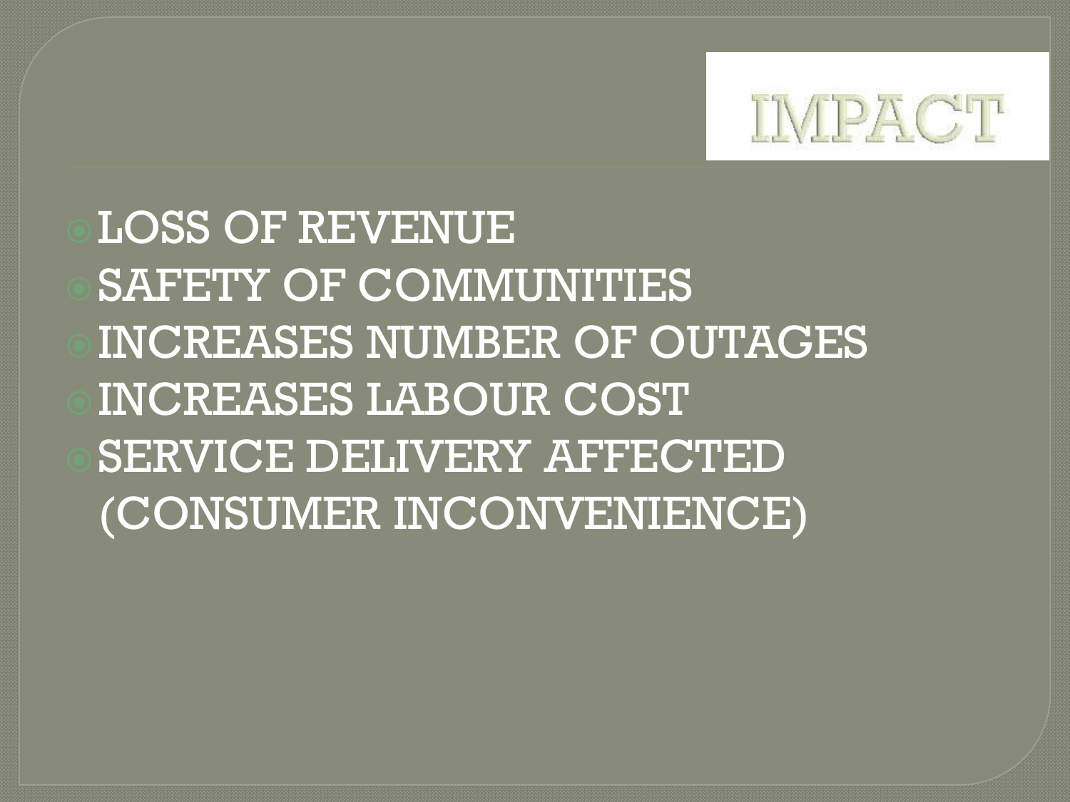# IMPACT

- LOSS OF REVENUE
- SAFETY OF COMMUNITIES
- INCREASES NUMBER OF OUTAGES
- INCREASES LABOUR COST
- SERVICE DELIVERY AFFECTED (CONSUMER INCONVENIENCE)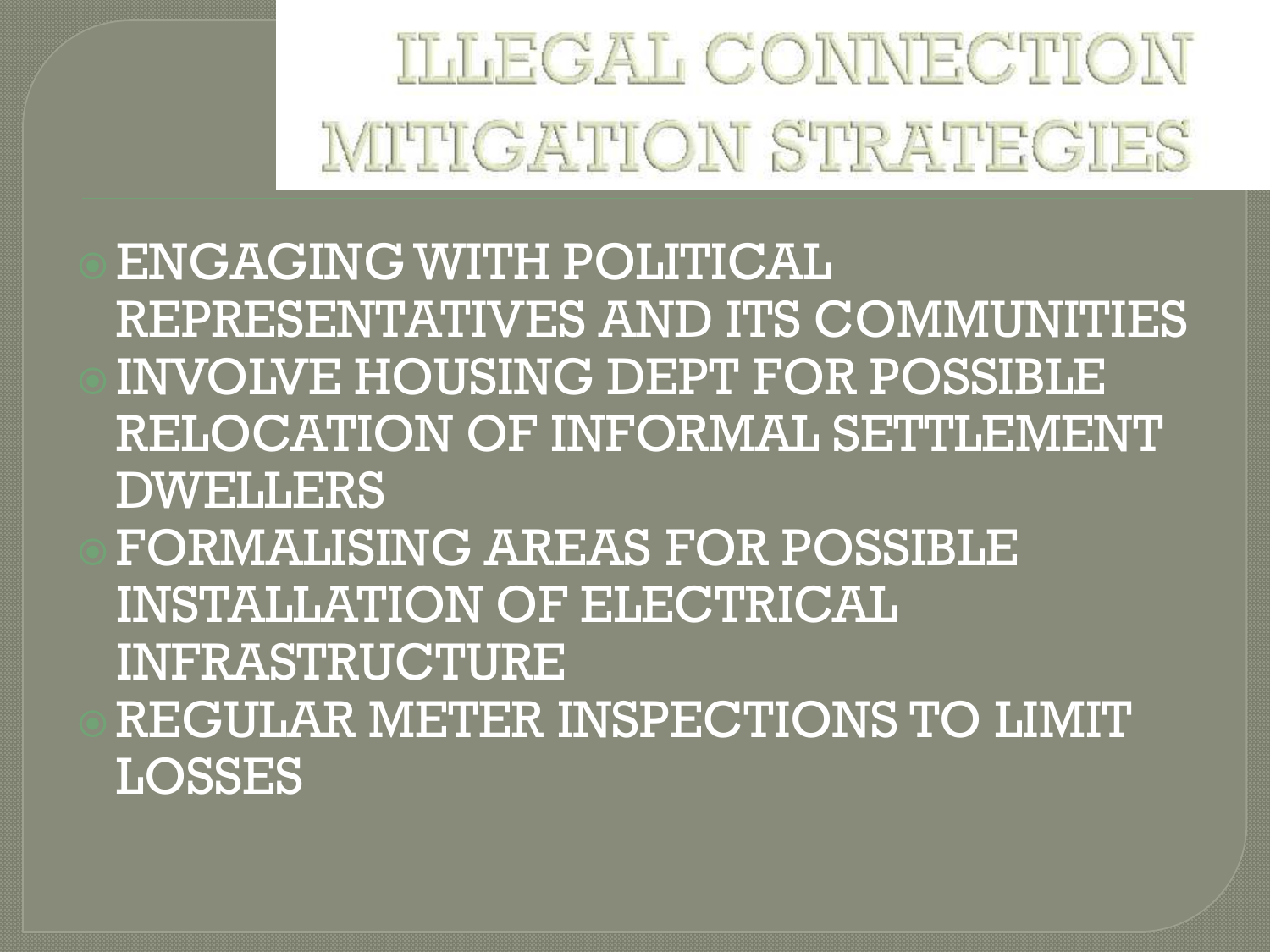# ILLEGAL CONNECTION MITIGATION STRATEGIES

- ENGAGING WITH POLITICAL REPRESENTATIVES AND ITS COMMUNITIES
- INVOLVE HOUSING DEPT FOR POSSIBLE RELOCATION OF INFORMAL SETTLEMENT DWELLERS
- FORMALISING AREAS FOR POSSIBLE INSTALLATION OF ELECTRICAL INFRASTRUCTURE
- REGULAR METER INSPECTIONS TO LIMIT LOSSES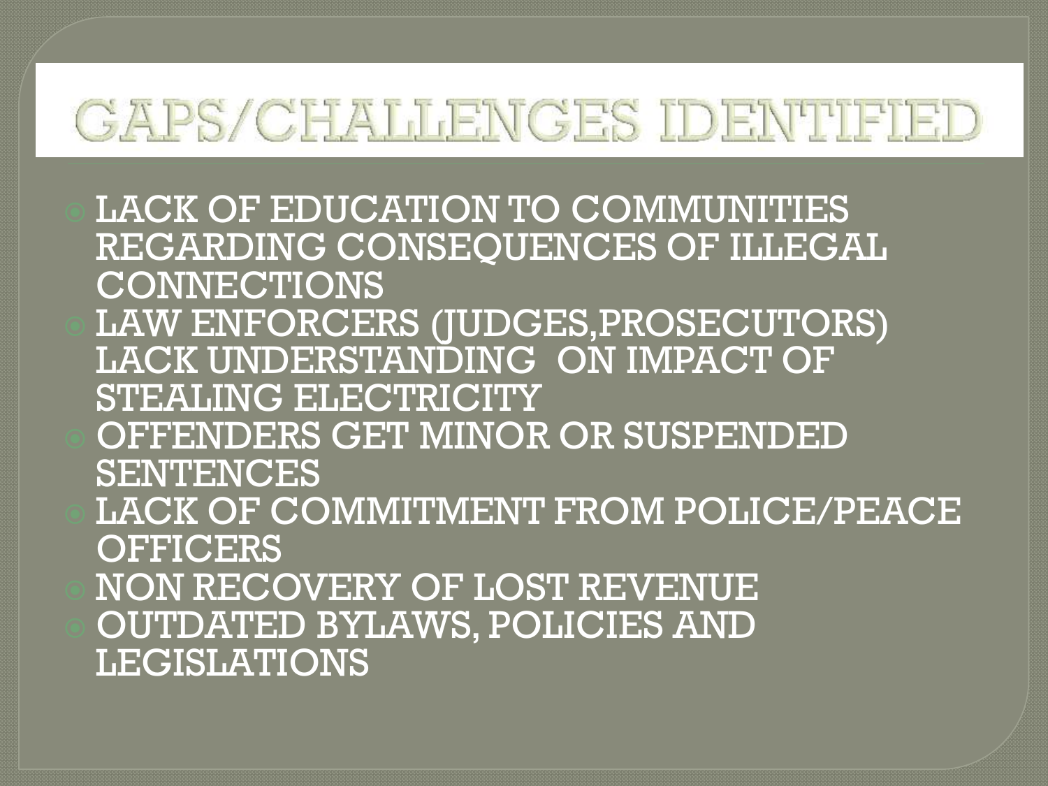# GAPS/CHALLENGES IDENTIFIED

- LACK OF EDUCATION TO COMMUNITIES REGARDING CONSEQUENCES OF ILLEGAL CONNECTIONS
- LAW ENFORCERS (JUDGES,PROSECUTORS) LACK UNDERSTANDING ON IMPACT OF STEALING ELECTRICITY
- OFFENDERS GET MINOR OR SUSPENDED SENTENCES
- LACK OF COMMITMENT FROM POLICE/PEACE OFFICERS
- NON RECOVERY OF LOST REVENUE
- OUTDATED BYLAWS, POLICIES AND LEGISLATIONS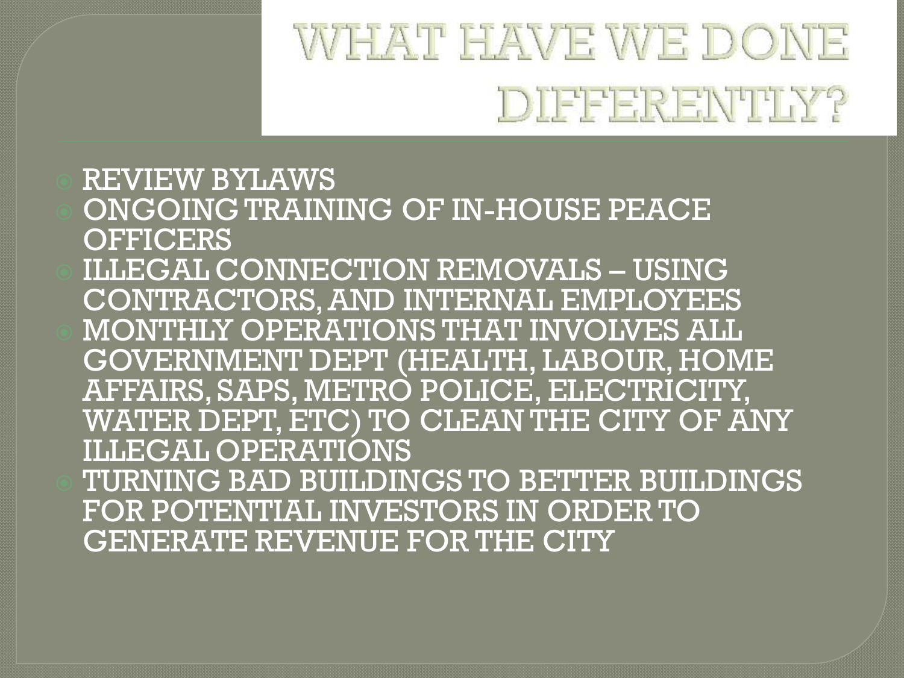# WHAT HAVE WE DONE DIFFERENTLY?

- REVIEW BYLAWS
- ONGOING TRAINING OF IN-HOUSE PEACE OFFICERS
- ILLEGAL CONNECTION REMOVALS – USING CONTRACTORS, AND INTERNAL EMPLOYEES
- MONTHLY OPERATIONS THAT INVOLVES ALL GOVERNMENT DEPT (HEALTH, LABOUR, HOME AFFAIRS, SAPS, METRO POLICE, ELECTRICITY, WATER DEPT, ETC) TO CLEAN THE CITY OF ANY ILLEGAL OPERATIONS
- TURNING BAD BUILDINGS TO BETTER BUILDINGS FOR POTENTIAL INVESTORS IN ORDER TO GENERATE REVENUE FOR THE CITY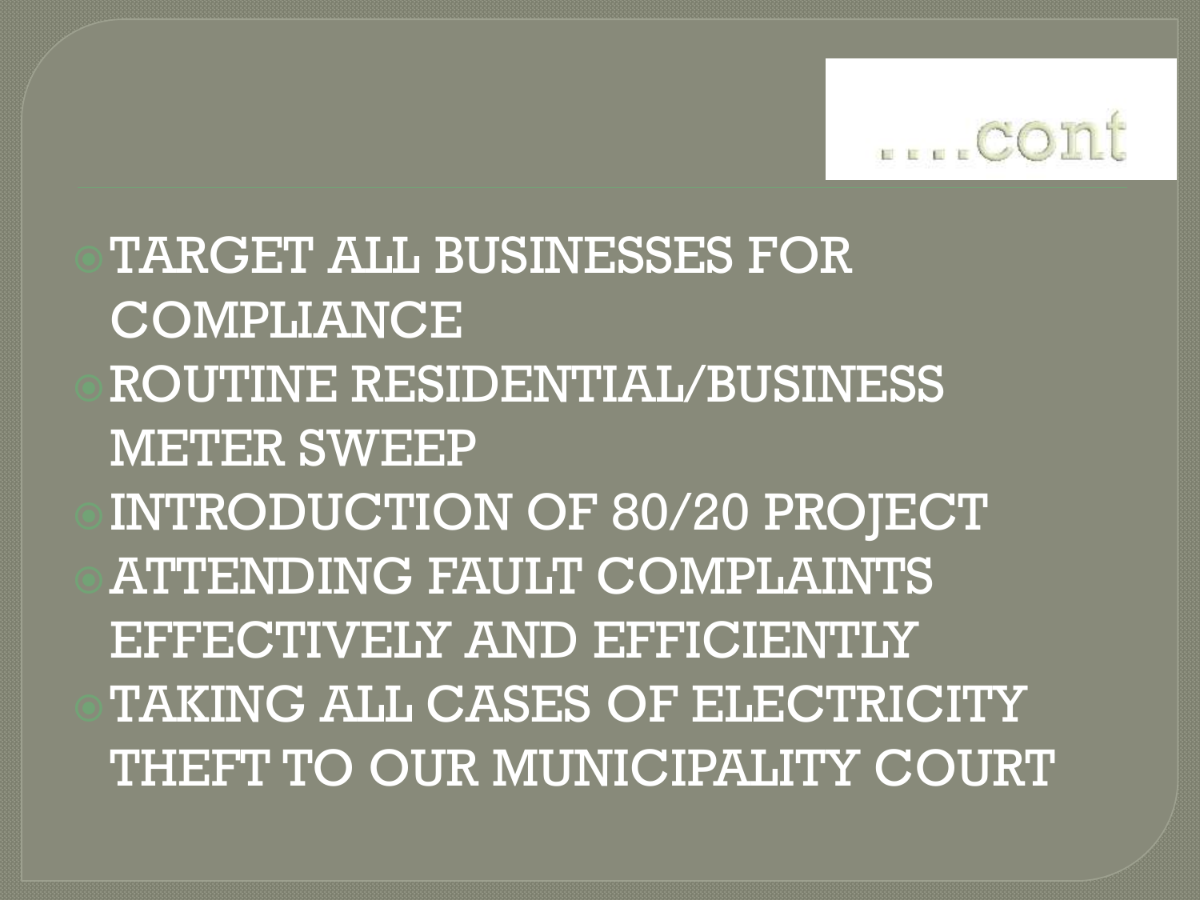## ....cont

- TARGET ALL BUSINESSES FOR COMPLIANCE
- ROUTINE RESIDENTIAL/BUSINESS METER SWEEP
- INTRODUCTION OF 80/20 PROJECT
- ATTENDING FAULT COMPLAINTS EFFECTIVELY AND EFFICIENTLY
- TAKING ALL CASES OF ELECTRICITY THEFT TO OUR MUNICIPALITY COURT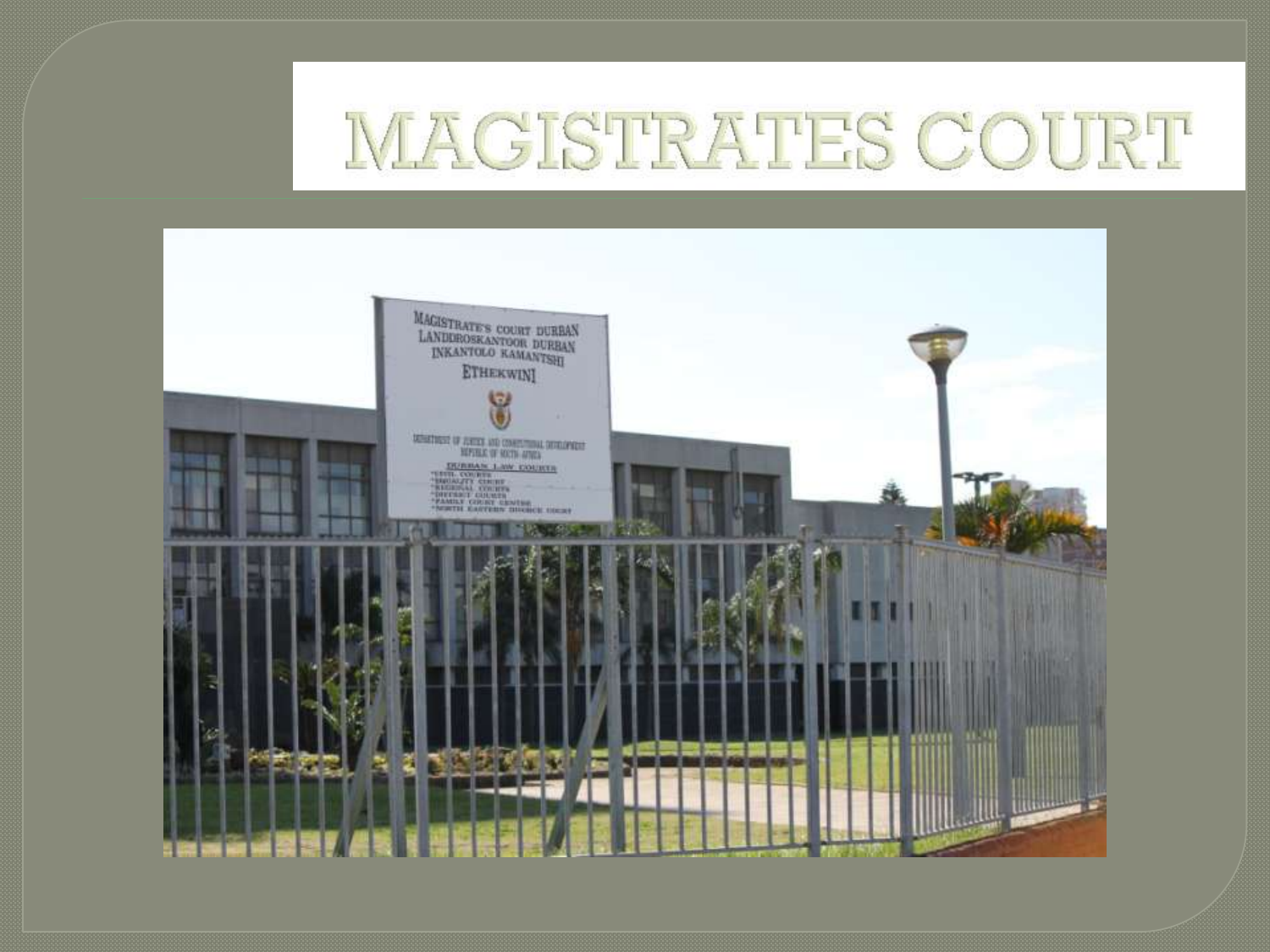# MAGISTRATES COURT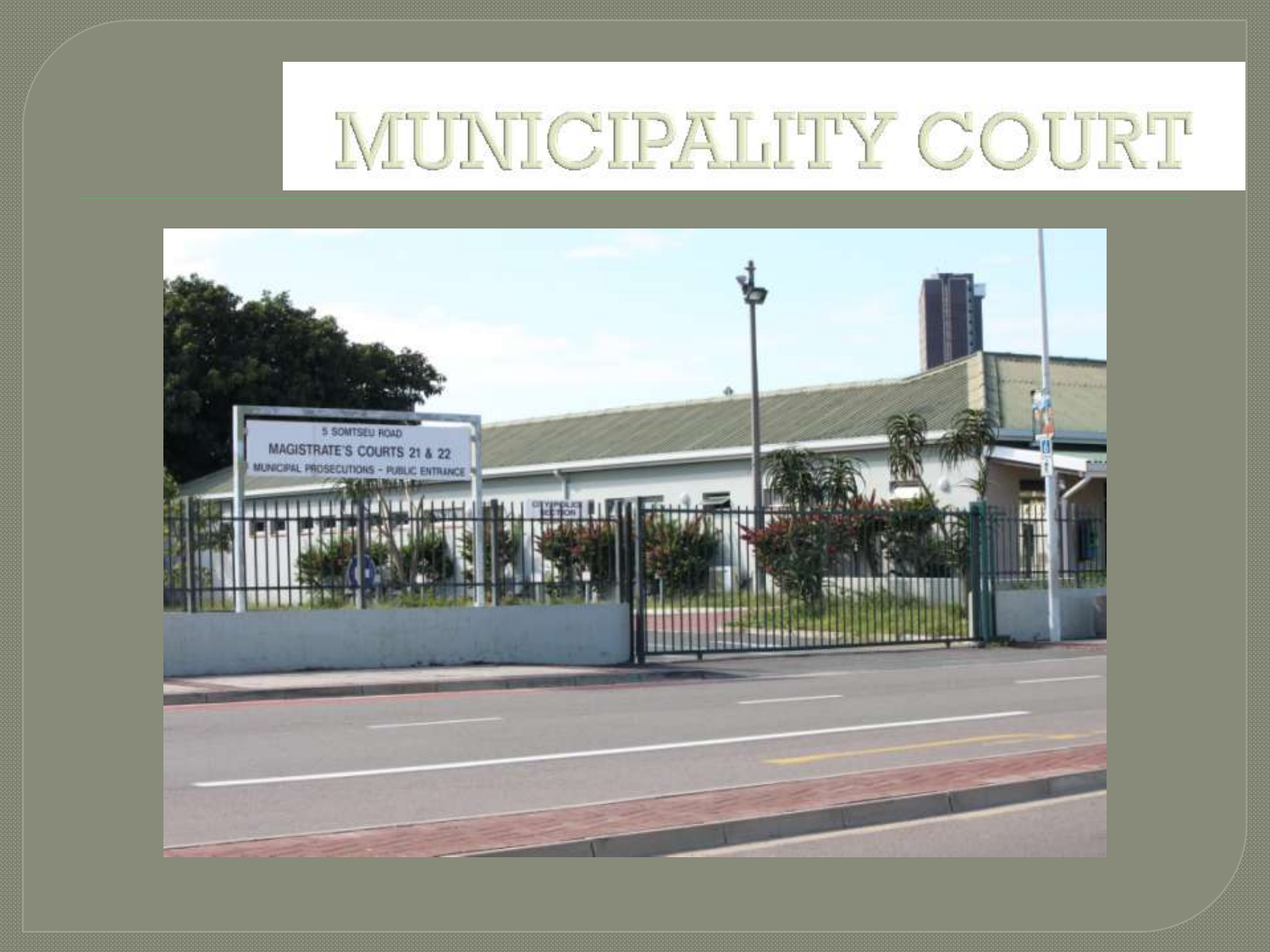# MUNICIPALITY COURT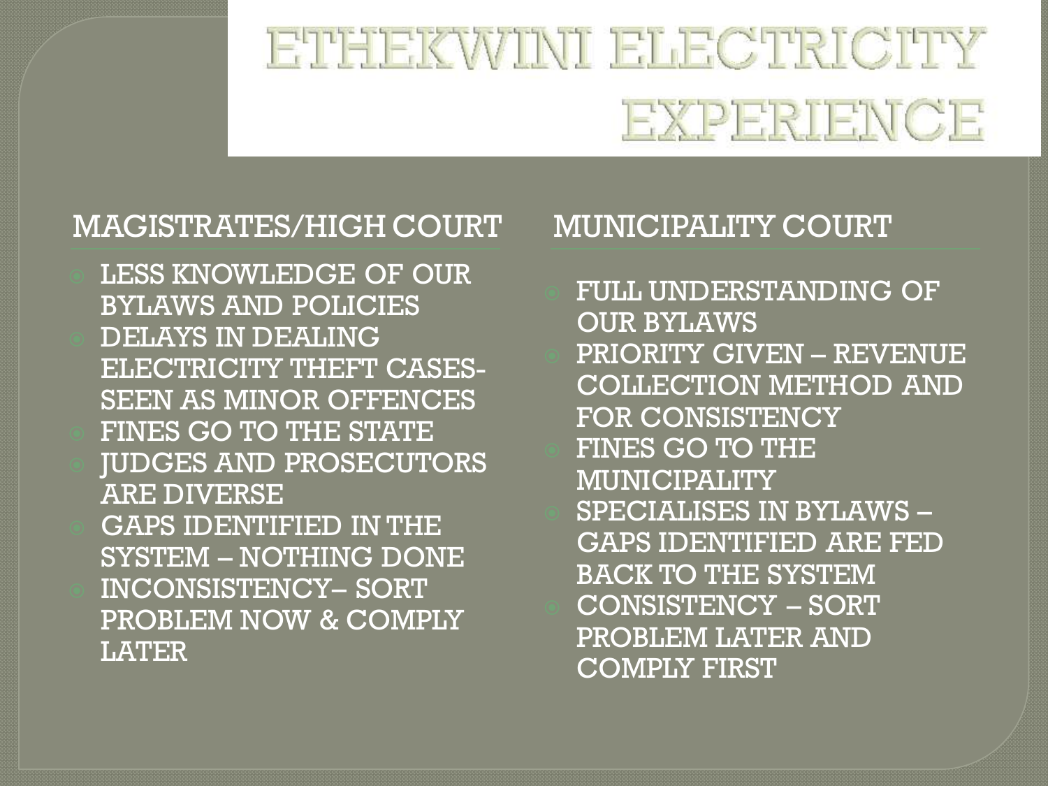# ETHEKWINI ELECTRICITY EXPERIENCE

## MAGISTRATES/HIGH COURT

- LESS KNOWLEDGE OF OUR BYLAWS AND POLICIES
- DELAYS IN DEALING ELECTRICITY THEFT CASES- SEEN AS MINOR OFFENCES
- FINES GO TO THE STATE
- JUDGES AND PROSECUTORS ARE DIVERSE
- GAPS IDENTIFIED IN THE SYSTEM – NOTHING DONE
- INCONSISTENCY– SORT PROBLEM NOW & COMPLY LATER

## MUNICIPALITY COURT

- FULL UNDERSTANDING OF OUR BYLAWS
- PRIORITY GIVEN – REVENUE COLLECTION METHOD AND FOR CONSISTENCY
- FINES GO TO THE MUNICIPALITY
- SPECIALISES IN BYLAWS – GAPS IDENTIFIED ARE FED BACK TO THE SYSTEM
- CONSISTENCY – SORT PROBLEM LATER AND COMPLY FIRST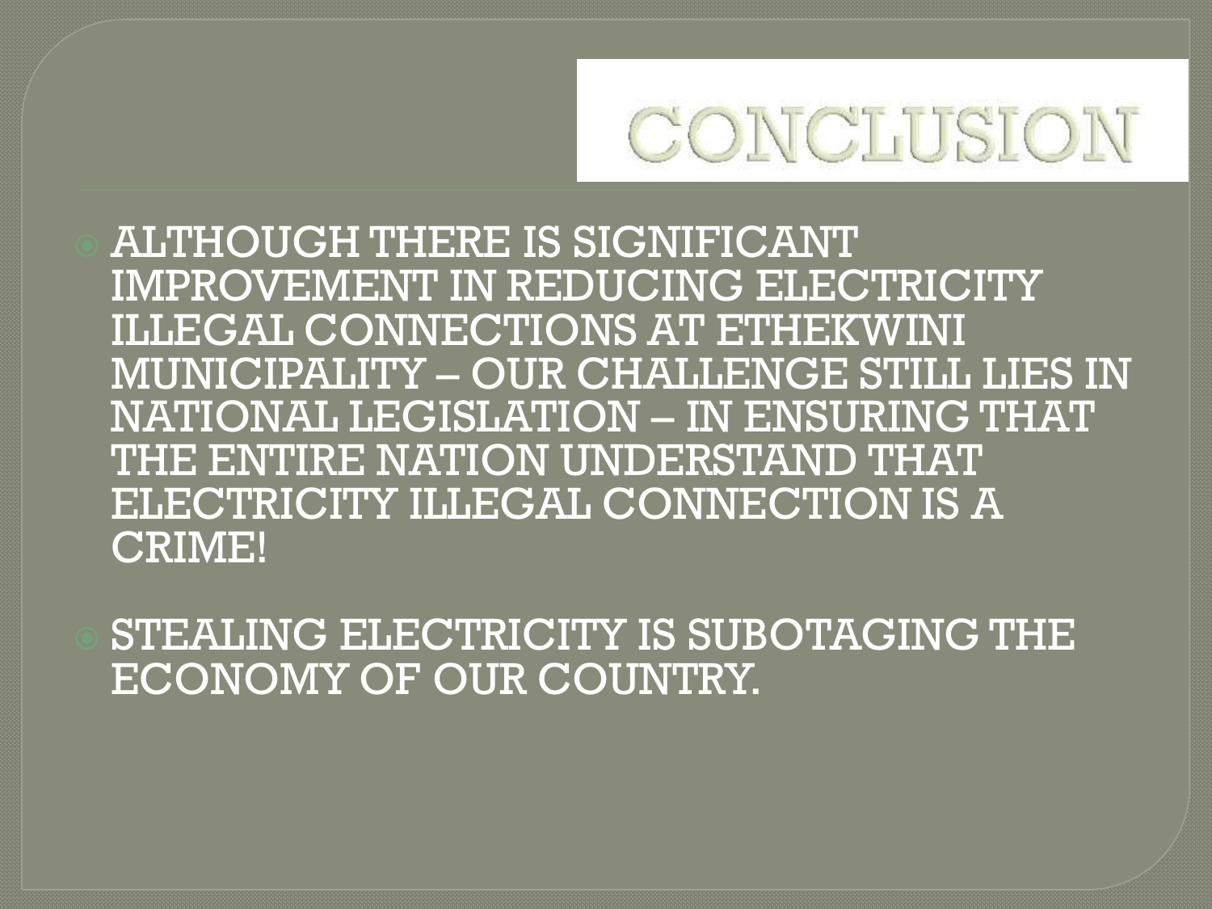# CONCLUSION

- ALTHOUGH THERE IS SIGNIFICANT IMPROVEMENT IN REDUCING ELECTRICITY ILLEGAL CONNECTIONS AT ETHEKWINI MUNICIPALITY – OUR CHALLENGE STILL LIES IN NATIONAL LEGISLATION – IN ENSURING THAT THE ENTIRE NATION UNDERSTAND THAT ELECTRICITY ILLEGAL CONNECTION IS A CRIME!
- STEALING ELECTRICITY IS SUBOTAGING THE ECONOMY OF OUR COUNTRY.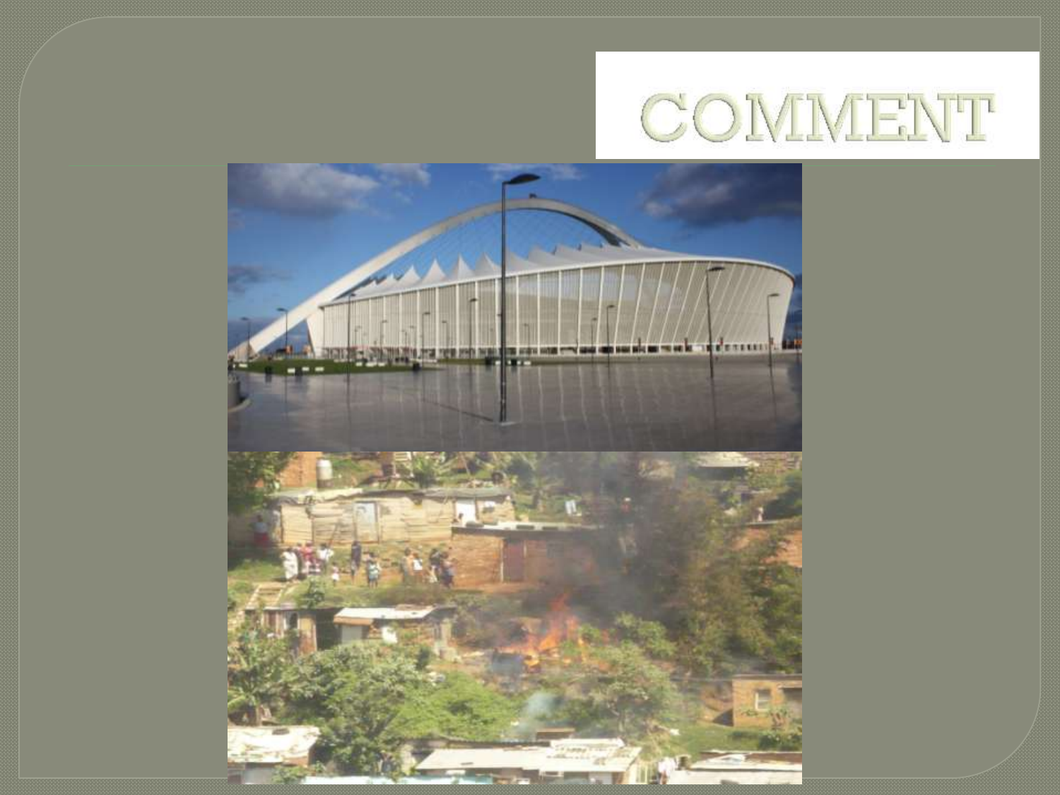# COMMENT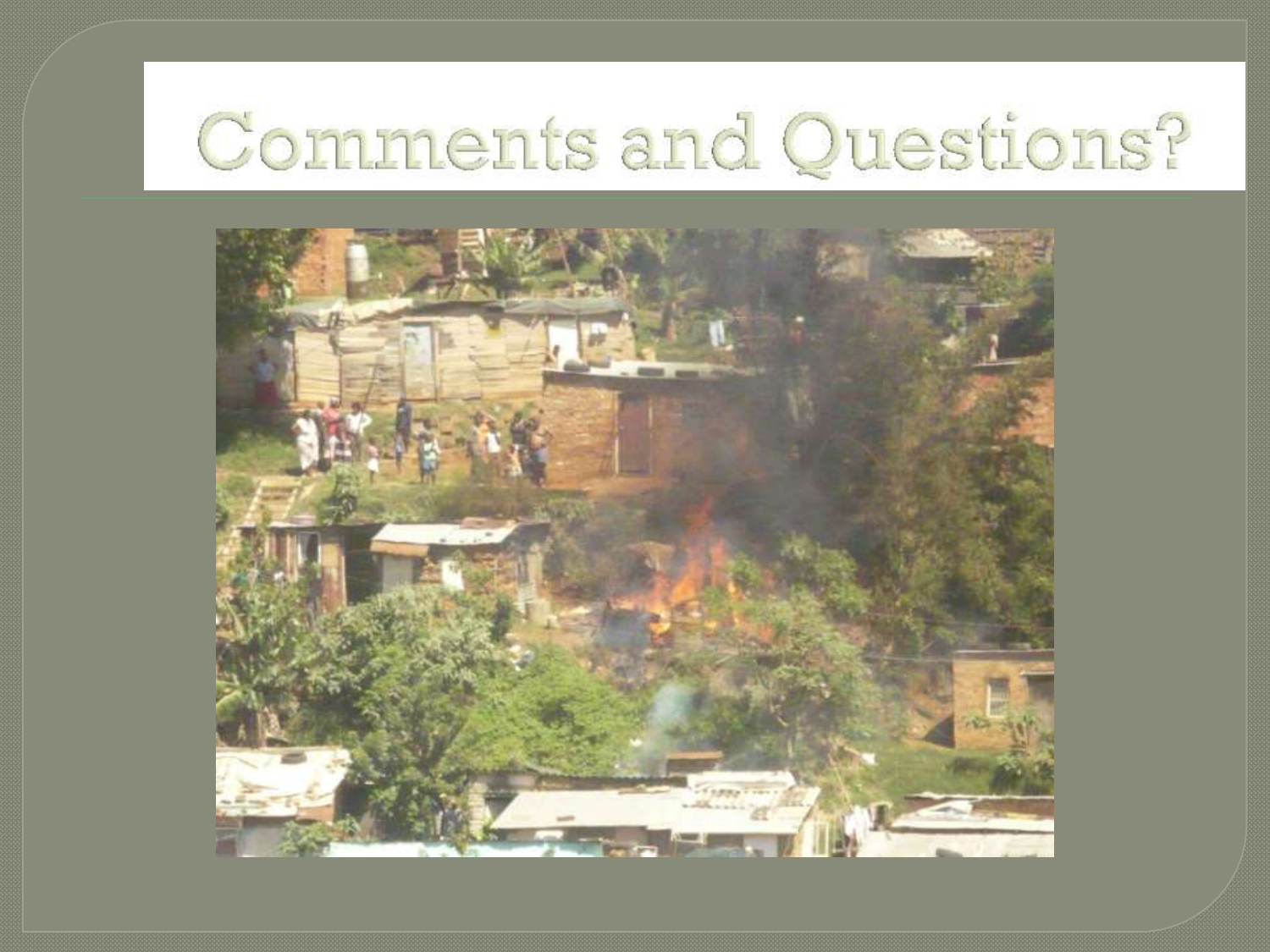# Comments and Questions?